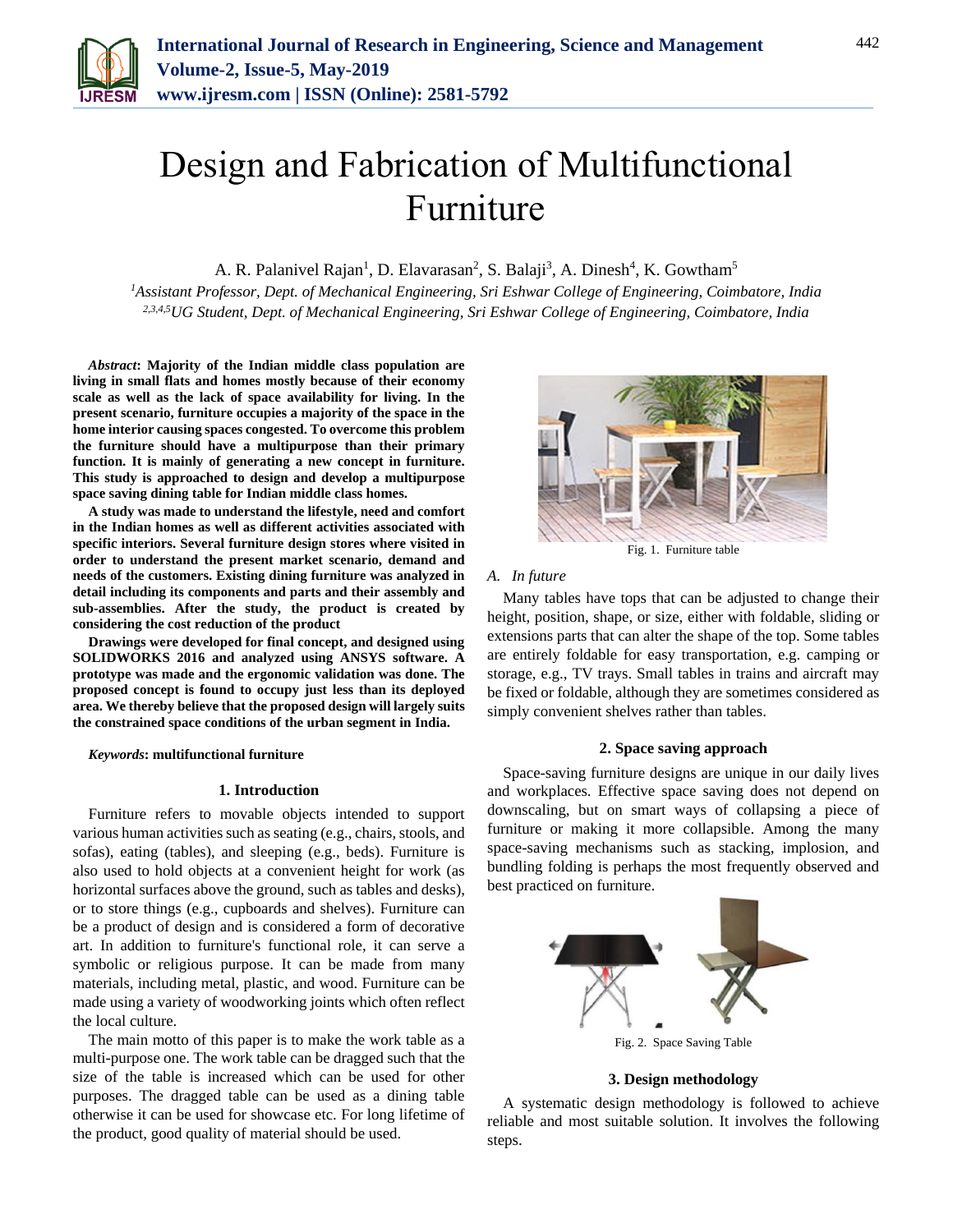# Design and Fabrication of Multifunctional Furniture

A. R. Palanivel Rajan[1], D. Elavarasan[2], S. Balaji[3], A. Dinesh[4], K. Gowtham[5]

[1]*Assistant Professor, Dept. of Mechanical Engineering, Sri Eshwar College of Engineering, Coimbatore, India*
[2,3,4,5]*UG Student, Dept. of Mechanical Engineering, Sri Eshwar College of Engineering, Coimbatore, India*

***Abstract*: Majority of the Indian middle class population are living in small flats and homes mostly because of their economy scale as well as the lack of space availability for living. In the present scenario, furniture occupies a majority of the space in the home interior causing spaces congested. To overcome this problem the furniture should have a multipurpose than their primary function. It is mainly of generating a new concept in furniture. This study is approached to design and develop a multipurpose space saving dining table for Indian middle class homes.**

**A study was made to understand the lifestyle, need and comfort in the Indian homes as well as different activities associated with specific interiors. Several furniture design stores where visited in order to understand the present market scenario, demand and needs of the customers. Existing dining furniture was analyzed in detail including its components and parts and their assembly and sub-assemblies. After the study, the product is created by considering the cost reduction of the product**

**Drawings were developed for final concept, and designed using SOLIDWORKS 2016 and analyzed using ANSYS software. A prototype was made and the ergonomic validation was done. The proposed concept is found to occupy just less than its deployed area. We thereby believe that the proposed design will largely suits the constrained space conditions of the urban segment in India.**

***Keywords*: multifunctional furniture**

## 1. Introduction

Furniture refers to movable objects intended to support various human activities such as seating (e.g., chairs, stools, and sofas), eating (tables), and sleeping (e.g., beds). Furniture is also used to hold objects at a convenient height for work (as horizontal surfaces above the ground, such as tables and desks), or to store things (e.g., cupboards and shelves). Furniture can be a product of design and is considered a form of decorative art. In addition to furniture's functional role, it can serve a symbolic or religious purpose. It can be made from many materials, including metal, plastic, and wood. Furniture can be made using a variety of woodworking joints which often reflect the local culture.

The main motto of this paper is to make the work table as a multi-purpose one. The work table can be dragged such that the size of the table is increased which can be used for other purposes. The dragged table can be used as a dining table otherwise it can be used for showcase etc. For long lifetime of the product, good quality of material should be used.

Fig. 1. Furniture table

### A. *In future*

Many tables have tops that can be adjusted to change their height, position, shape, or size, either with foldable, sliding or extensions parts that can alter the shape of the top. Some tables are entirely foldable for easy transportation, e.g. camping or storage, e.g., TV trays. Small tables in trains and aircraft may be fixed or foldable, although they are sometimes considered as simply convenient shelves rather than tables.

## 2. Space saving approach

Space-saving furniture designs are unique in our daily lives and workplaces. Effective space saving does not depend on downscaling, but on smart ways of collapsing a piece of furniture or making it more collapsible. Among the many space-saving mechanisms such as stacking, implosion, and bundling folding is perhaps the most frequently observed and best practiced on furniture.

Fig. 2. Space Saving Table

## 3. Design methodology

A systematic design methodology is followed to achieve reliable and most suitable solution. It involves the following steps.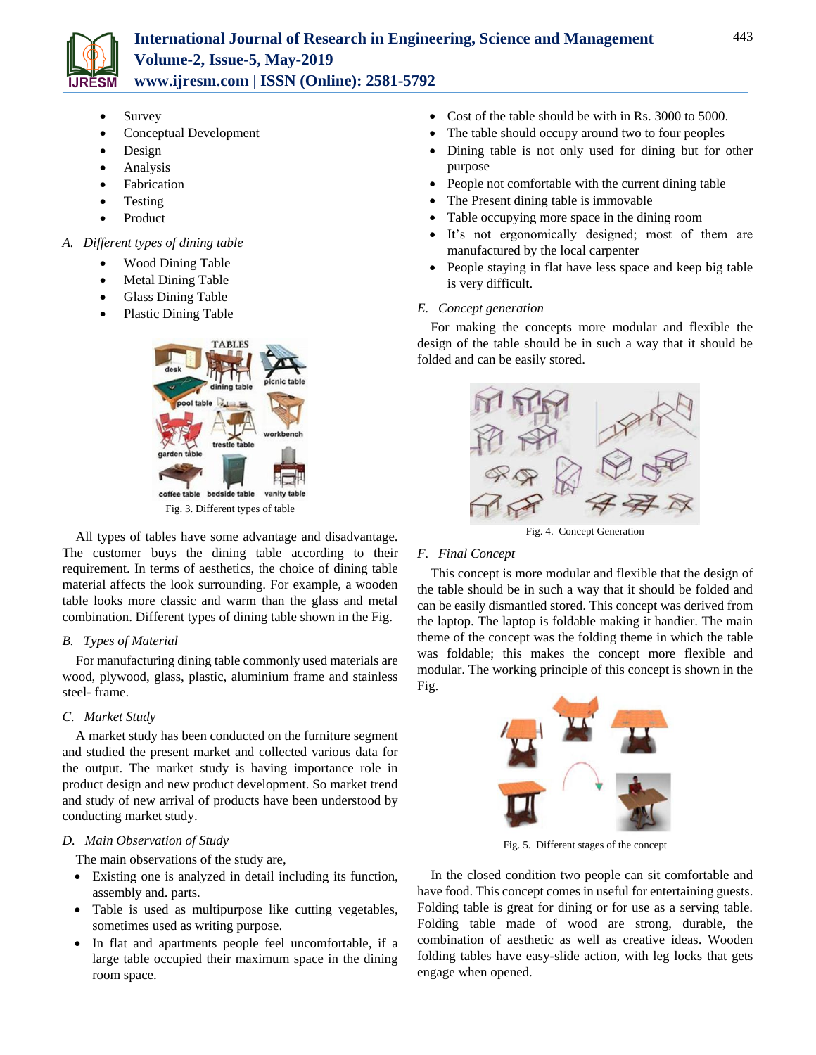- Survey
- Conceptual Development
- Design
- Analysis
- Fabrication
- Testing
- Product

### A. Different types of dining table

- Wood Dining Table
- Metal Dining Table
- Glass Dining Table
- Plastic Dining Table

Fig. 3. Different types of table

All types of tables have some advantage and disadvantage. The customer buys the dining table according to their requirement. In terms of aesthetics, the choice of dining table material affects the look surrounding. For example, a wooden table looks more classic and warm than the glass and metal combination. Different types of dining table shown in the Fig.

### B. Types of Material

For manufacturing dining table commonly used materials are wood, plywood, glass, plastic, aluminium frame and stainless steel- frame.

### C. Market Study

A market study has been conducted on the furniture segment and studied the present market and collected various data for the output. The market study is having importance role in product design and new product development. So market trend and study of new arrival of products have been understood by conducting market study.

### D. Main Observation of Study

The main observations of the study are,

- Existing one is analyzed in detail including its function, assembly and. parts.
- Table is used as multipurpose like cutting vegetables, sometimes used as writing purpose.
- In flat and apartments people feel uncomfortable, if a large table occupied their maximum space in the dining room space.
- Cost of the table should be with in Rs. 3000 to 5000.
- The table should occupy around two to four peoples
- Dining table is not only used for dining but for other purpose
- People not comfortable with the current dining table
- The Present dining table is immovable
- Table occupying more space in the dining room
- It's not ergonomically designed; most of them are manufactured by the local carpenter
- People staying in flat have less space and keep big table is very difficult.

### E. Concept generation

For making the concepts more modular and flexible the design of the table should be in such a way that it should be folded and can be easily stored.

Fig. 4. Concept Generation

### F. Final Concept

This concept is more modular and flexible that the design of the table should be in such a way that it should be folded and can be easily dismantled stored. This concept was derived from the laptop. The laptop is foldable making it handier. The main theme of the concept was the folding theme in which the table was foldable; this makes the concept more flexible and modular. The working principle of this concept is shown in the Fig.

Fig. 5. Different stages of the concept

In the closed condition two people can sit comfortable and have food. This concept comes in useful for entertaining guests. Folding table is great for dining or for use as a serving table. Folding table made of wood are strong, durable, the combination of aesthetic as well as creative ideas. Wooden folding tables have easy-slide action, with leg locks that gets engage when opened.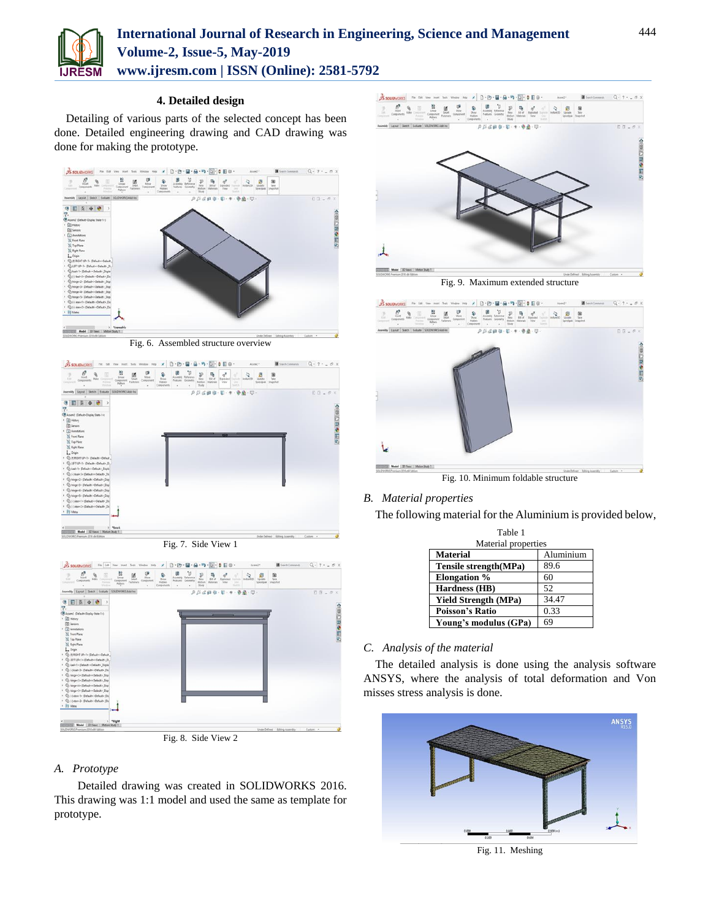## 4. Detailed design

Detailing of various parts of the selected concept has been done. Detailed engineering drawing and CAD drawing was done for making the prototype.

Fig. 6. Assembled structure overview

Fig. 7. Side View 1

Fig. 8. Side View 2

### A. Prototype

Detailed drawing was created in SOLIDWORKS 2016. This drawing was 1:1 model and used the same as template for prototype.

Fig. 9. Maximum extended structure

Fig. 10. Minimum foldable structure

### B. Material properties

The following material for the Aluminium is provided below,

Table 1
Material properties

| Material | Aluminium |
|---|---|
| Tensile strength(MPa) | 89.6 |
| Elongation % | 60 |
| Hardness (HB) | 52 |
| Yield Strength (MPa) | 34.47 |
| Poisson's Ratio | 0.33 |
| Young's modulus (GPa) | 69 |

### C. Analysis of the material

The detailed analysis is done using the analysis software ANSYS, where the analysis of total deformation and Von misses stress analysis is done.

Fig. 11. Meshing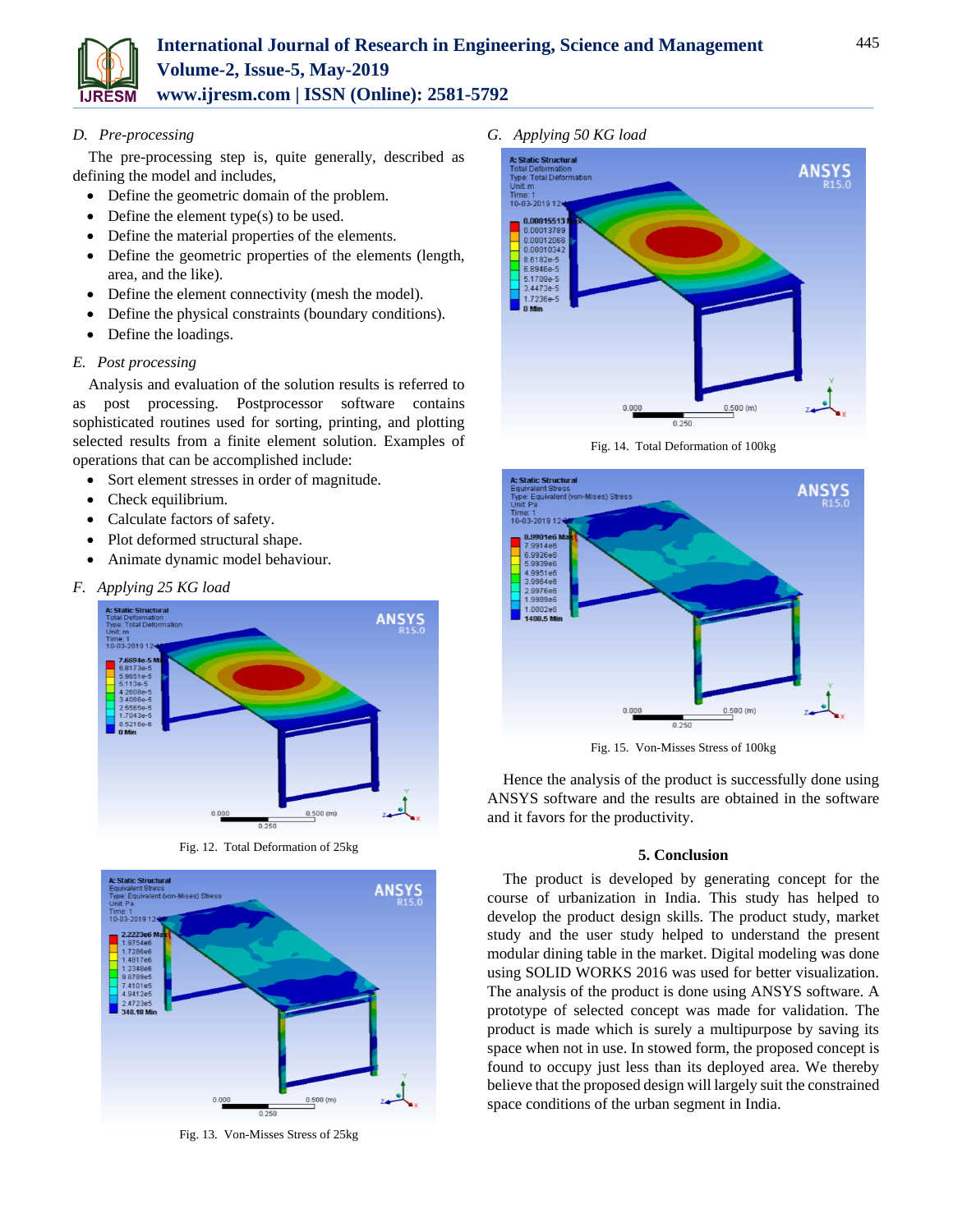### D. Pre-processing

The pre-processing step is, quite generally, described as defining the model and includes,

- Define the geometric domain of the problem.
- Define the element type(s) to be used.
- Define the material properties of the elements.
- Define the geometric properties of the elements (length, area, and the like).
- Define the element connectivity (mesh the model).
- Define the physical constraints (boundary conditions).
- Define the loadings.

### E. Post processing

Analysis and evaluation of the solution results is referred to as post processing. Postprocessor software contains sophisticated routines used for sorting, printing, and plotting selected results from a finite element solution. Examples of operations that can be accomplished include:

- Sort element stresses in order of magnitude.
- Check equilibrium.
- Calculate factors of safety.
- Plot deformed structural shape.
- Animate dynamic model behaviour.

### F. Applying 25 KG load

Fig. 12. Total Deformation of 25kg

Fig. 13. Von-Misses Stress of 25kg

### G. Applying 50 KG load

Fig. 14. Total Deformation of 100kg

Fig. 15. Von-Misses Stress of 100kg

Hence the analysis of the product is successfully done using ANSYS software and the results are obtained in the software and it favors for the productivity.

## 5. Conclusion

The product is developed by generating concept for the course of urbanization in India. This study has helped to develop the product design skills. The product study, market study and the user study helped to understand the present modular dining table in the market. Digital modeling was done using SOLID WORKS 2016 was used for better visualization. The analysis of the product is done using ANSYS software. A prototype of selected concept was made for validation. The product is made which is surely a multipurpose by saving its space when not in use. In stowed form, the proposed concept is found to occupy just less than its deployed area. We thereby believe that the proposed design will largely suit the constrained space conditions of the urban segment in India.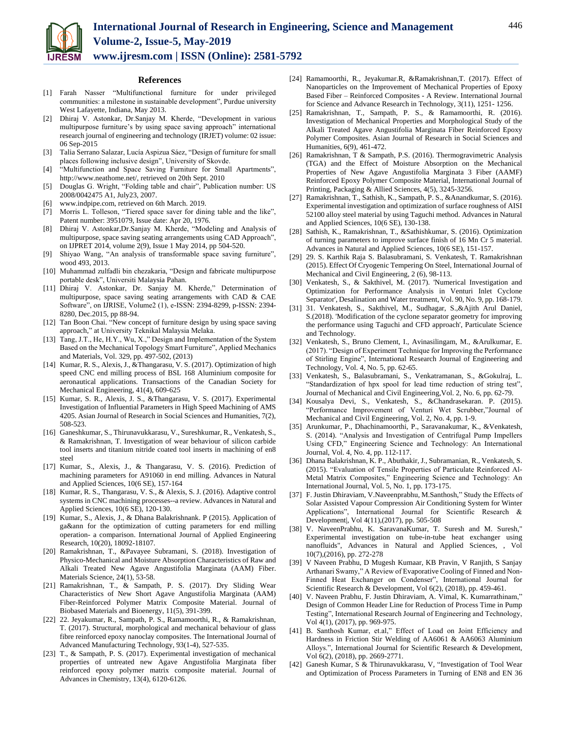## References

[1] Farah Nasser "Multifunctional furniture for under privileged communities: a milestone in sustainable development", Purdue university West Lafayette, Indiana, May 2013.

[2] Dhiraj V. Astonkar, Dr.Sanjay M. Kherde, "Development in various multipurpose furniture's by using space saving approach" international research journal of engineering and technology (IRJET) volume: 02 issue: 06 Sep-2015

[3] Talia Serrano Salazar, Lucía Aspizua Sáez, "Design of furniture for small places following inclusive design", University of Skovde.

[4] "Multifunction and Space Saving Furniture for Small Apartments", http://www.neathome.net/, retrieved on 20th Sept. 2010

[5] Douglas G. Wright, "Folding table and chair", Publication number: US 2008/0042475 A1, July23, 2007.

[6] www.indpipe.com, retrieved on 6th March. 2019.

[7] Morris L. Tolleson, "Tiered space saver for dining table and the like", Patent number: 3951079, Issue date: Apr 20, 1976.

[8] Dhiraj V. Astonkar,Dr.Sanjay M. Kherde, "Modeling and Analysis of multipurpose, space saving seating arrangements using CAD Approach", on IJPRET 2014, volume 2(9), Issue 1 May 2014, pp 504-520.

[9] Shiyao Wang, "An analysis of transformable space saving furniture", wood 493, 2013.

[10] Muhammad zulfadli bin chezakaria, "Design and fabricate multipurpose portable desk", Universiti Malaysia Pahan.

[11] Dhiraj V. Astonkar, Dr. Sanjay M. Kherde," Determination of multipurpose, space saving seating arrangements with CAD & CAE Software", on IJRISE, Volume2 (1), e-ISSN: 2394-8299, p-ISSN: 2394-8280, Dec.2015, pp 88-94.

[12] Tan Boon Chai. "New concept of furniture design by using space saving approach," at University Teknikal Malaysia Melaka.

[13] Tang, J.T., He, H.Y., Wu, X.," Design and Implementation of the System Based on the Mechanical Topology Smart Furniture", Applied Mechanics and Materials, Vol. 329, pp. 497-502, (2013)

[14] Kumar, R. S., Alexis, J., &Thangarasu, V. S. (2017). Optimization of high speed CNC end milling process of BSL 168 Aluminium composite for aeronautical applications. Transactions of the Canadian Society for Mechanical Engineering, 41(4), 609-625

[15] Kumar, S. R., Alexis, J. S., &Thangarasu, V. S. (2017). Experimental Investigation of Influential Parameters in High Speed Machining of AMS 4205. Asian Journal of Research in Social Sciences and Humanities, 7(2), 508-523.

[16] Ganeshkumar, S., Thirunavukkarasu, V., Sureshkumar, R., Venkatesh, S., & Ramakrishnan, T. Investigation of wear behaviour of silicon carbide tool inserts and titanium nitride coated tool inserts in machining of en8 steel

[17] Kumar, S., Alexis, J., & Thangarasu, V. S. (2016). Prediction of machining parameters for A91060 in end milling. Advances in Natural and Applied Sciences, 10(6 SE), 157-164

[18] Kumar, R. S., Thangarasu, V. S., & Alexis, S. J. (2016). Adaptive control systems in CNC machining processes--a review. Advances in Natural and Applied Sciences, 10(6 SE), 120-130.

[19] Kumar, S., Alexis, J., & Dhana Balakrishnank. P (2015). Application of ga&ann for the optimization of cutting parameters for end milling operation- a comparison. International Journal of Applied Engineering Research, 10(20), 18092-18107.

[20] Ramakrishnan, T., &Pavayee Subramani, S. (2018). Investigation of Physico-Mechanical and Moisture Absorption Characteristics of Raw and Alkali Treated New Agave Angustifolia Marginata (AAM) Fiber. Materials Science, 24(1), 53-58.

[21] Ramakrishnan, T., & Sampath, P. S. (2017). Dry Sliding Wear Characteristics of New Short Agave Angustifolia Marginata (AAM) Fiber-Reinforced Polymer Matrix Composite Material. Journal of Biobased Materials and Bioenergy, 11(5), 391-399.

[22] 22. Jeyakumar, R., Sampath, P. S., Ramamoorthi, R., & Ramakrishnan, T. (2017). Structural, morphological and mechanical behaviour of glass fibre reinforced epoxy nanoclay composites. The International Journal of Advanced Manufacturing Technology, 93(1-4), 527-535.

[23] T., & Sampath, P. S. (2017). Experimental investigation of mechanical properties of untreated new Agave Angustifolia Marginata fiber reinforced epoxy polymer matrix composite material. Journal of Advances in Chemistry, 13(4), 6120-6126.

[24] Ramamoorthi, R., Jeyakumar.R, &Ramakrishnan,T. (2017). Effect of Nanoparticles on the Improvement of Mechanical Properties of Epoxy Based Fiber – Reinforced Composites - A Review. International Journal for Science and Advance Research in Technology, 3(11), 1251- 1256.

[25] Ramakrishnan, T., Sampath, P. S., & Ramamoorthi, R. (2016). Investigation of Mechanical Properties and Morphological Study of the Alkali Treated Agave Angustifolia Marginata Fiber Reinforced Epoxy Polymer Composites. Asian Journal of Research in Social Sciences and Humanities, 6(9), 461-472.

[26] Ramakrishnan, T & Sampath, P.S. (2016). Thermogravimetric Analysis (TGA) and the Effect of Moisture Absorption on the Mechanical Properties of New Agave Angustifolia Marginata 3 Fiber (AAMF) Reinforced Epoxy Polymer Composite Material, International Journal of Printing, Packaging & Allied Sciences, 4(5), 3245-3256.

[27] Ramakrishnan, T., Sathish, K., Sampath, P. S., &Anandkumar, S. (2016). Experimental investigation and optimization of surface roughness of AISI 52100 alloy steel material by using Taguchi method. Advances in Natural and Applied Sciences, 10(6 SE), 130-138.

[28] Sathish, K., Ramakrishnan, T., &Sathishkumar, S. (2016). Optimization of turning parameters to improve surface finish of 16 Mn Cr 5 material. Advances in Natural and Applied Sciences, 10(6 SE), 151-157.

[29] 29. S. Karthik Raja S. Balasubramani, S. Venkatesh, T. Ramakrishnan (2015). Effect Of Cryogenic Tempering On Steel, International Journal of Mechanical and Civil Engineering, 2 (6), 98-113.

[30] Venkatesh, S., & Sakthivel, M. (2017). 'Numerical Investigation and Optimization for Performance Analysis in Venturi Inlet Cyclone Separator', Desalination and Water treatment, Vol. 90, No. 9, pp. 168-179.

[31] 31. Venkatesh, S., Sakthivel, M., Sudhagar, S.,&Ajith Arul Daniel, S.(2018). 'Modification of the cyclone separator geometry for improving the performance using Taguchi and CFD approach', Particulate Science and Technology.

[32] Venkatesh, S., Bruno Clement, I., Avinasilingam, M., &Arulkumar, E. (2017). "Design of Experiment Technique for Improving the Performance of Stirling Engine", International Research Journal of Engineering and Technology, Vol. 4, No. 5, pp. 62-65.

[33] Venkatesh, S., Balasubramani, S., Venkatramanan, S., &Gokulraj, L. "Standardization of hpx spool for lead time reduction of string test", Journal of Mechanical and Civil Engineering,Vol. 2, No. 6, pp. 62-79.

[34] Kousalya Devi, S., Venkatesh, S., &Chandrasekaran. P. (2015). "Performance Improvement of Venturi Wet Scrubber,"Journal of Mechanical and Civil Engineering, Vol. 2, No. 4, pp. 1-9.

[35] Arunkumar, P., Dhachinamoorthi, P., Saravanakumar, K., &Venkatesh, S. (2014). "Analysis and Investigation of Centrifugal Pump Impellers Using CFD," Engineering Science and Technology: An International Journal, Vol. 4, No. 4, pp. 112-117.

[36] Dhana Balakrishnan, K. P., Abuthakir, J., Subramanian, R., Venkatesh, S. (2015). "Evaluation of Tensile Properties of Particulate Reinforced Al-Metal Matrix Composites," Engineering Science and Technology: An International Journal, Vol. 5, No. 1, pp. 173-175.

[37] F. Justin Dhiraviam, V.Naveenprabhu, M.Santhosh," Study the Effects of Solar Assisted Vapour Compression Air Conditioning System for Winter Applications", International Journal for Scientific Research & Development|, Vol 4(11),(2017), pp. 505-508

[38] V. NaveenPrabhu, K. SaravanaKumar, T. Suresh and M. Suresh," Experimental investigation on tube-in-tube heat exchanger using nanofluids", Advances in Natural and Applied Sciences, , Vol 10(7),(2016), pp. 272-278

[39] V Naveen Prabhu, D Mugesh Kumaar, KB Pravin, V Ranjith, S Sanjay Arthanari Swamy," A Review of Evaporative Cooling of Finned and Non-Finned Heat Exchanger on Condenser", International Journal for Scientific Research & Development, Vol 6(2), (2018), pp. 459-461.

[40] V. Naveen Prabhu, F. Justin Dhiraviam, A. Vimal, K. Kumarrathinam," Design of Common Header Line for Reduction of Process Time in Pump Testing", International Research Journal of Engineering and Technology, Vol 4(1), (2017), pp. 969-975.

[41] B. Santhosh Kumar, et.al," Effect of Load on Joint Efficiency and Hardness in Friction Stir Welding of AA6061 & AA6063 Aluminium Alloys.", International Journal for Scientific Research & Development, Vol 6(2), (2018), pp. 2669-2771.

[42] Ganesh Kumar, S & Thirunavukkarasu, V, "Investigation of Tool Wear and Optimization of Process Parameters in Turning of EN8 and EN 36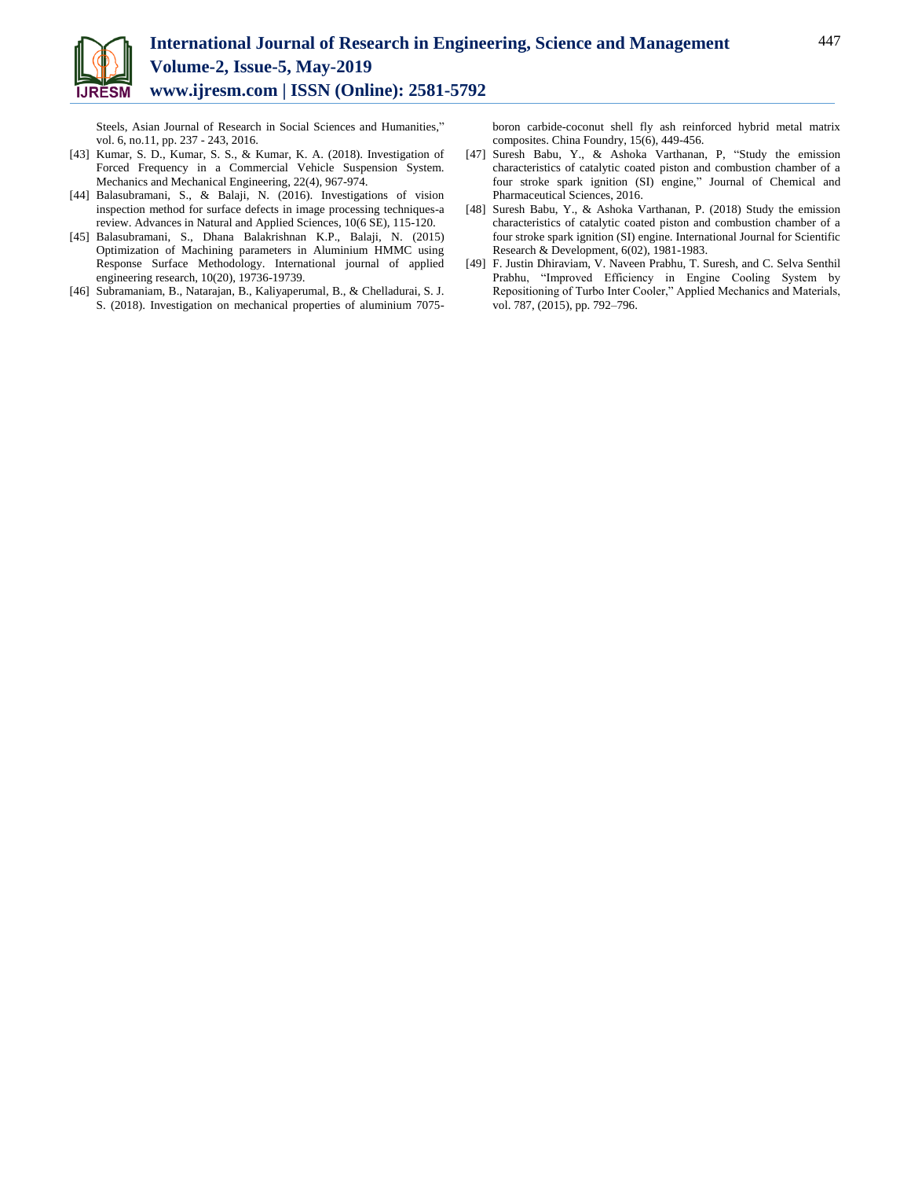Steels, Asian Journal of Research in Social Sciences and Humanities," vol. 6, no.11, pp. 237 - 243, 2016.

- [43] Kumar, S. D., Kumar, S. S., & Kumar, K. A. (2018). Investigation of Forced Frequency in a Commercial Vehicle Suspension System. Mechanics and Mechanical Engineering, 22(4), 967-974.
- [44] Balasubramani, S., & Balaji, N. (2016). Investigations of vision inspection method for surface defects in image processing techniques-a review. Advances in Natural and Applied Sciences, 10(6 SE), 115-120.
- [45] Balasubramani, S., Dhana Balakrishnan K.P., Balaji, N. (2015) Optimization of Machining parameters in Aluminium HMMC using Response Surface Methodology. International journal of applied engineering research, 10(20), 19736-19739.
- [46] Subramaniam, B., Natarajan, B., Kaliyaperumal, B., & Chelladurai, S. J. S. (2018). Investigation on mechanical properties of aluminium 7075-boron carbide-coconut shell fly ash reinforced hybrid metal matrix composites. China Foundry, 15(6), 449-456.
- [47] Suresh Babu, Y., & Ashoka Varthanan, P, "Study the emission characteristics of catalytic coated piston and combustion chamber of a four stroke spark ignition (SI) engine," Journal of Chemical and Pharmaceutical Sciences, 2016.
- [48] Suresh Babu, Y., & Ashoka Varthanan, P. (2018) Study the emission characteristics of catalytic coated piston and combustion chamber of a four stroke spark ignition (SI) engine. International Journal for Scientific Research & Development, 6(02), 1981-1983.
- [49] F. Justin Dhiraviam, V. Naveen Prabhu, T. Suresh, and C. Selva Senthil Prabhu, "Improved Efficiency in Engine Cooling System by Repositioning of Turbo Inter Cooler," Applied Mechanics and Materials, vol. 787, (2015), pp. 792–796.